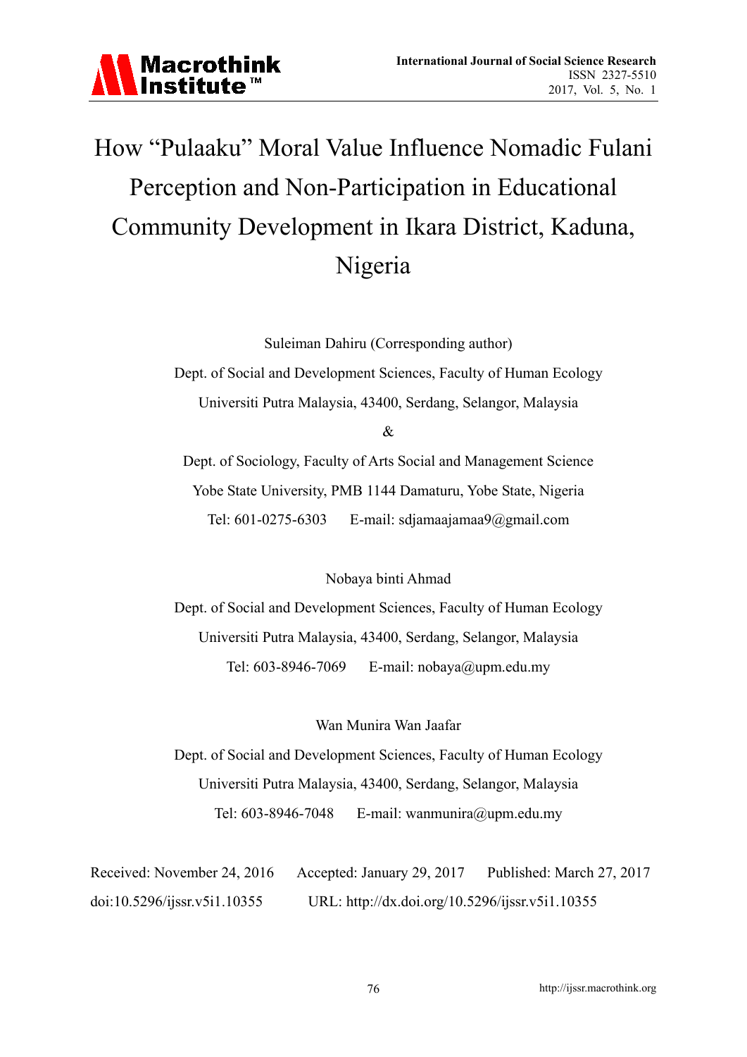# How "Pulaaku" Moral Value Influence Nomadic Fulani Perception and Non-Participation in Educational Community Development in Ikara District, Kaduna, Nigeria

Suleiman Dahiru (Corresponding author)

Dept. of Social and Development Sciences, Faculty of Human Ecology

Universiti Putra Malaysia, 43400, Serdang, Selangor, Malaysia

&

Dept. of Sociology, Faculty of Arts Social and Management Science

Yobe State University, PMB 1144 Damaturu, Yobe State, Nigeria

Tel: 601-0275-6303 E-mail: sdjamaajamaa9@gmail.com

Nobaya binti Ahmad

Dept. of Social and Development Sciences, Faculty of Human Ecology

Universiti Putra Malaysia, 43400, Serdang, Selangor, Malaysia

Tel: 603-8946-7069 E-mail: nobaya@upm.edu.my

Wan Munira Wan Jaafar

Dept. of Social and Development Sciences, Faculty of Human Ecology

Universiti Putra Malaysia, 43400, Serdang, Selangor, Malaysia

Tel: 603-8946-7048 E-mail: wanmunira@upm.edu.my

Received: November 24, 2016 Accepted: January 29, 2017 Published: March 27, 2017

doi:10.5296/ijssr.v5i1.10355 URL: http://dx.doi.org/10.5296/ijssr.v5i1.10355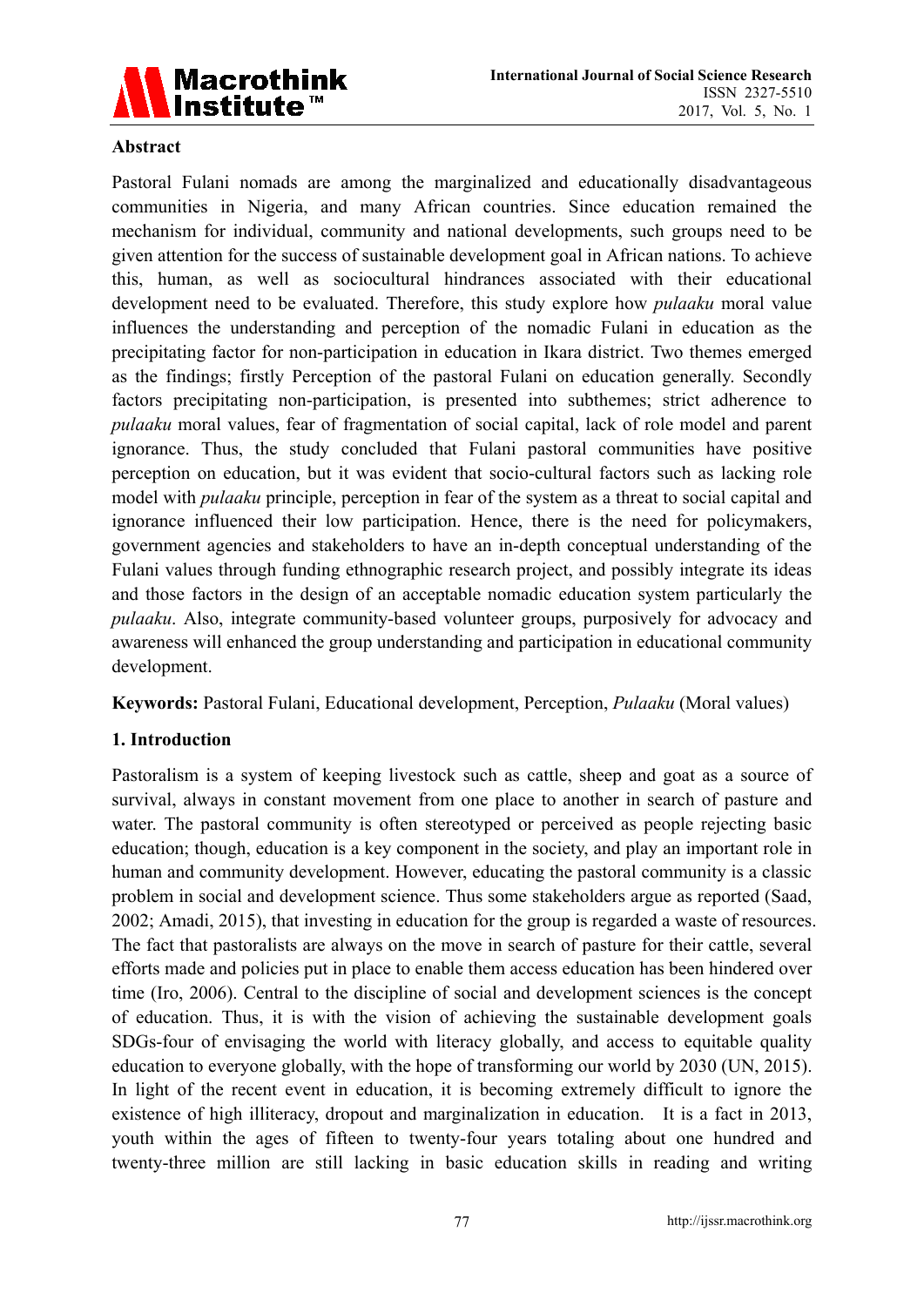## Abstract

Pastoral Fulani nomads are among the marginalized and educationally disadvantageous communities in Nigeria, and many African countries. Since education remained the mechanism for individual, community and national developments, such groups need to be given attention for the success of sustainable development goal in African nations. To achieve this, human, as well as sociocultural hindrances associated with their educational development need to be evaluated. Therefore, this study explore how *pulaaku* moral value influences the understanding and perception of the nomadic Fulani in education as the precipitating factor for non-participation in education in Ikara district. Two themes emerged as the findings; firstly Perception of the pastoral Fulani on education generally. Secondly factors precipitating non-participation, is presented into subthemes; strict adherence to *pulaaku* moral values, fear of fragmentation of social capital, lack of role model and parent ignorance. Thus, the study concluded that Fulani pastoral communities have positive perception on education, but it was evident that socio-cultural factors such as lacking role model with *pulaaku* principle, perception in fear of the system as a threat to social capital and ignorance influenced their low participation. Hence, there is the need for policymakers, government agencies and stakeholders to have an in-depth conceptual understanding of the Fulani values through funding ethnographic research project, and possibly integrate its ideas and those factors in the design of an acceptable nomadic education system particularly the *pulaaku*. Also, integrate community-based volunteer groups, purposively for advocacy and awareness will enhanced the group understanding and participation in educational community development.

**Keywords:** Pastoral Fulani, Educational development, Perception, *Pulaaku* (Moral values)

## 1. Introduction

Pastoralism is a system of keeping livestock such as cattle, sheep and goat as a source of survival, always in constant movement from one place to another in search of pasture and water. The pastoral community is often stereotyped or perceived as people rejecting basic education; though, education is a key component in the society, and play an important role in human and community development. However, educating the pastoral community is a classic problem in social and development science. Thus some stakeholders argue as reported (Saad, 2002; Amadi, 2015), that investing in education for the group is regarded a waste of resources. The fact that pastoralists are always on the move in search of pasture for their cattle, several efforts made and policies put in place to enable them access education has been hindered over time (Iro, 2006). Central to the discipline of social and development sciences is the concept of education. Thus, it is with the vision of achieving the sustainable development goals SDGs-four of envisaging the world with literacy globally, and access to equitable quality education to everyone globally, with the hope of transforming our world by 2030 (UN, 2015). In light of the recent event in education, it is becoming extremely difficult to ignore the existence of high illiteracy, dropout and marginalization in education. It is a fact in 2013, youth within the ages of fifteen to twenty-four years totaling about one hundred and twenty-three million are still lacking in basic education skills in reading and writing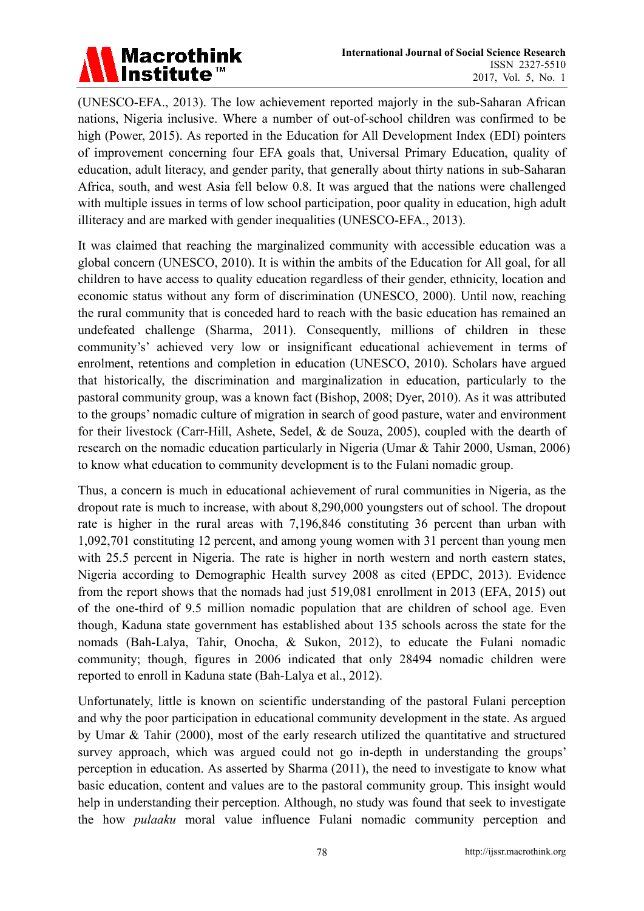(UNESCO-EFA., 2013). The low achievement reported majorly in the sub-Saharan African nations, Nigeria inclusive. Where a number of out-of-school children was confirmed to be high (Power, 2015). As reported in the Education for All Development Index (EDI) pointers of improvement concerning four EFA goals that, Universal Primary Education, quality of education, adult literacy, and gender parity, that generally about thirty nations in sub-Saharan Africa, south, and west Asia fell below 0.8. It was argued that the nations were challenged with multiple issues in terms of low school participation, poor quality in education, high adult illiteracy and are marked with gender inequalities (UNESCO-EFA., 2013).

It was claimed that reaching the marginalized community with accessible education was a global concern (UNESCO, 2010). It is within the ambits of the Education for All goal, for all children to have access to quality education regardless of their gender, ethnicity, location and economic status without any form of discrimination (UNESCO, 2000). Until now, reaching the rural community that is conceded hard to reach with the basic education has remained an undefeated challenge (Sharma, 2011). Consequently, millions of children in these community's' achieved very low or insignificant educational achievement in terms of enrolment, retentions and completion in education (UNESCO, 2010). Scholars have argued that historically, the discrimination and marginalization in education, particularly to the pastoral community group, was a known fact (Bishop, 2008; Dyer, 2010). As it was attributed to the groups' nomadic culture of migration in search of good pasture, water and environment for their livestock (Carr-Hill, Ashete, Sedel, & de Souza, 2005), coupled with the dearth of research on the nomadic education particularly in Nigeria (Umar & Tahir 2000, Usman, 2006) to know what education to community development is to the Fulani nomadic group.

Thus, a concern is much in educational achievement of rural communities in Nigeria, as the dropout rate is much to increase, with about 8,290,000 youngsters out of school. The dropout rate is higher in the rural areas with 7,196,846 constituting 36 percent than urban with 1,092,701 constituting 12 percent, and among young women with 31 percent than young men with 25.5 percent in Nigeria. The rate is higher in north western and north eastern states, Nigeria according to Demographic Health survey 2008 as cited (EPDC, 2013). Evidence from the report shows that the nomads had just 519,081 enrollment in 2013 (EFA, 2015) out of the one-third of 9.5 million nomadic population that are children of school age. Even though, Kaduna state government has established about 135 schools across the state for the nomads (Bah-Lalya, Tahir, Onocha, & Sukon, 2012), to educate the Fulani nomadic community; though, figures in 2006 indicated that only 28494 nomadic children were reported to enroll in Kaduna state (Bah-Lalya et al., 2012).

Unfortunately, little is known on scientific understanding of the pastoral Fulani perception and why the poor participation in educational community development in the state. As argued by Umar & Tahir (2000), most of the early research utilized the quantitative and structured survey approach, which was argued could not go in-depth in understanding the groups' perception in education. As asserted by Sharma (2011), the need to investigate to know what basic education, content and values are to the pastoral community group. This insight would help in understanding their perception. Although, no study was found that seek to investigate the how *pulaaku* moral value influence Fulani nomadic community perception and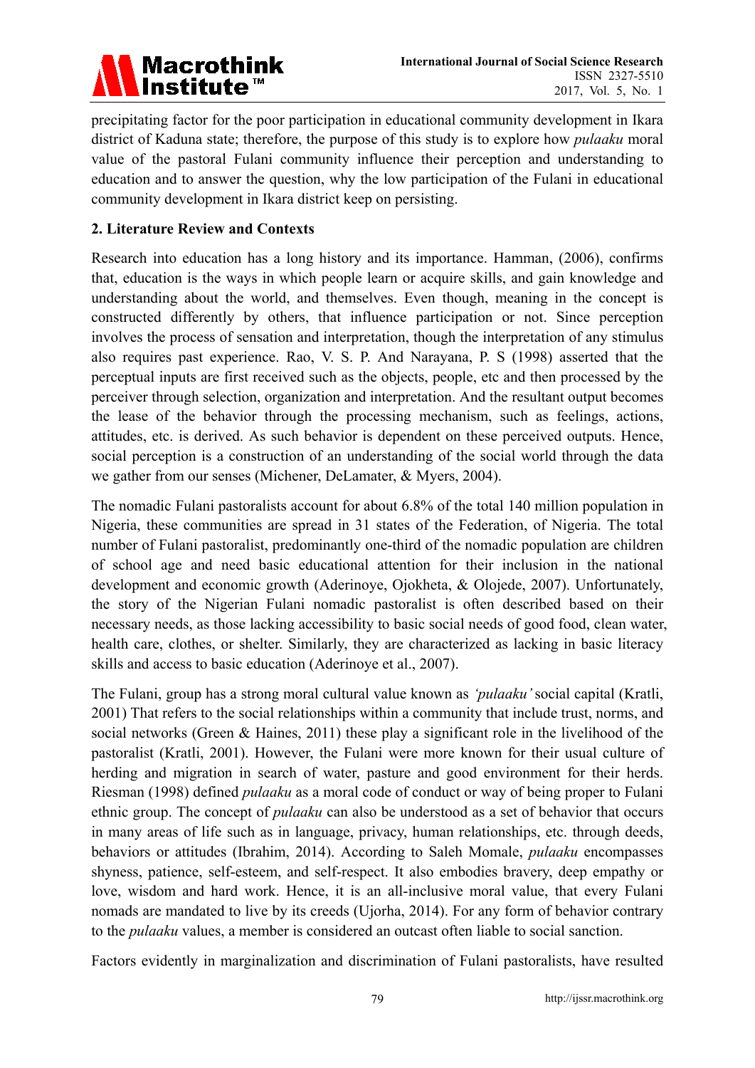precipitating factor for the poor participation in educational community development in Ikara district of Kaduna state; therefore, the purpose of this study is to explore how *pulaaku* moral value of the pastoral Fulani community influence their perception and understanding to education and to answer the question, why the low participation of the Fulani in educational community development in Ikara district keep on persisting.

## 2. Literature Review and Contexts

Research into education has a long history and its importance. Hamman, (2006), confirms that, education is the ways in which people learn or acquire skills, and gain knowledge and understanding about the world, and themselves. Even though, meaning in the concept is constructed differently by others, that influence participation or not. Since perception involves the process of sensation and interpretation, though the interpretation of any stimulus also requires past experience. Rao, V. S. P. And Narayana, P. S (1998) asserted that the perceptual inputs are first received such as the objects, people, etc and then processed by the perceiver through selection, organization and interpretation. And the resultant output becomes the lease of the behavior through the processing mechanism, such as feelings, actions, attitudes, etc. is derived. As such behavior is dependent on these perceived outputs. Hence, social perception is a construction of an understanding of the social world through the data we gather from our senses (Michener, DeLamater, & Myers, 2004).

The nomadic Fulani pastoralists account for about 6.8% of the total 140 million population in Nigeria, these communities are spread in 31 states of the Federation, of Nigeria. The total number of Fulani pastoralist, predominantly one-third of the nomadic population are children of school age and need basic educational attention for their inclusion in the national development and economic growth (Aderinoye, Ojokheta, & Olojede, 2007). Unfortunately, the story of the Nigerian Fulani nomadic pastoralist is often described based on their necessary needs, as those lacking accessibility to basic social needs of good food, clean water, health care, clothes, or shelter. Similarly, they are characterized as lacking in basic literacy skills and access to basic education (Aderinoye et al., 2007).

The Fulani, group has a strong moral cultural value known as *'pulaaku'* social capital (Kratli, 2001) That refers to the social relationships within a community that include trust, norms, and social networks (Green & Haines, 2011) these play a significant role in the livelihood of the pastoralist (Kratli, 2001). However, the Fulani were more known for their usual culture of herding and migration in search of water, pasture and good environment for their herds. Riesman (1998) defined *pulaaku* as a moral code of conduct or way of being proper to Fulani ethnic group. The concept of *pulaaku* can also be understood as a set of behavior that occurs in many areas of life such as in language, privacy, human relationships, etc. through deeds, behaviors or attitudes (Ibrahim, 2014). According to Saleh Momale, *pulaaku* encompasses shyness, patience, self-esteem, and self-respect. It also embodies bravery, deep empathy or love, wisdom and hard work. Hence, it is an all-inclusive moral value, that every Fulani nomads are mandated to live by its creeds (Ujorha, 2014). For any form of behavior contrary to the *pulaaku* values, a member is considered an outcast often liable to social sanction.

Factors evidently in marginalization and discrimination of Fulani pastoralists, have resulted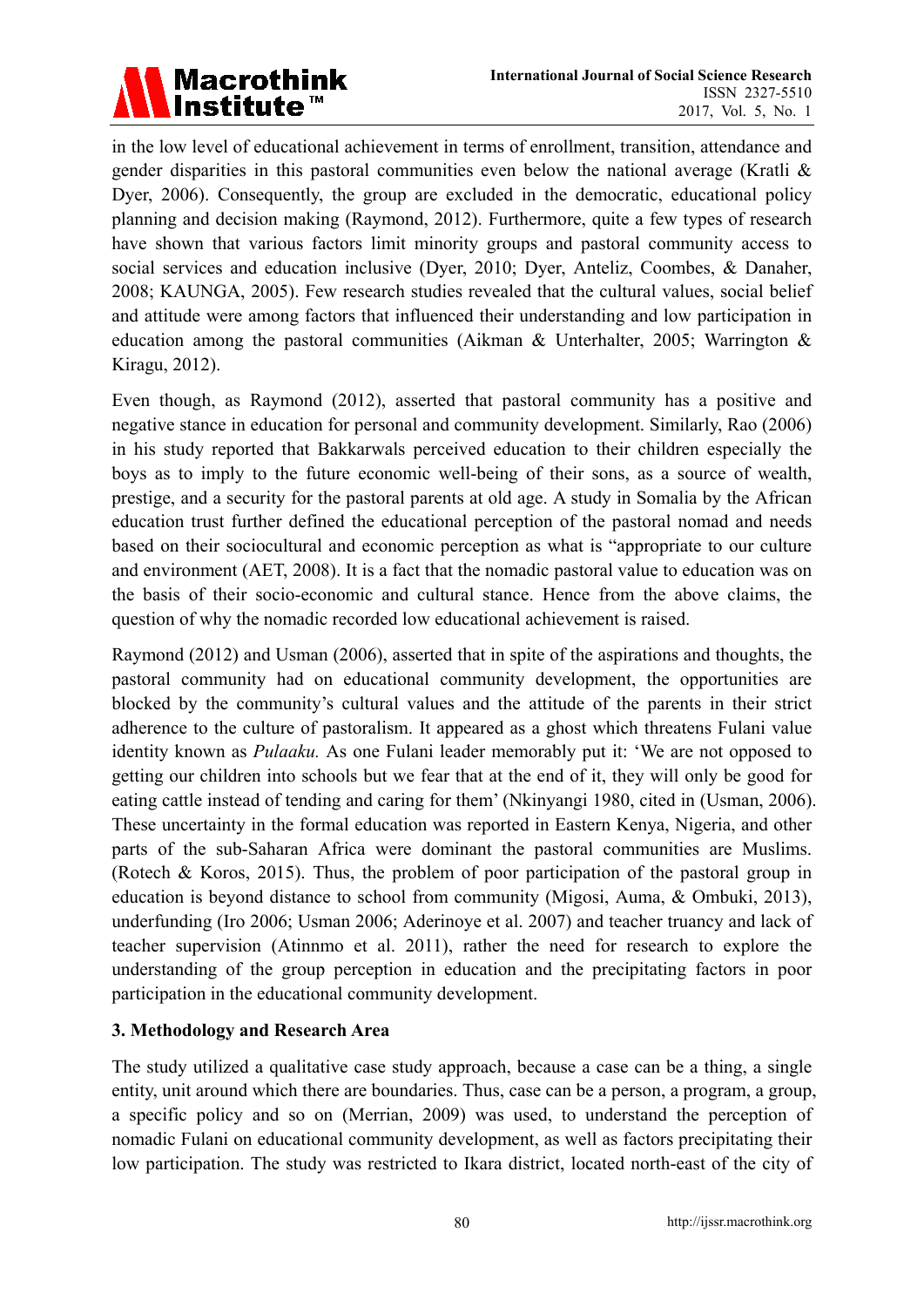in the low level of educational achievement in terms of enrollment, transition, attendance and gender disparities in this pastoral communities even below the national average (Kratli & Dyer, 2006). Consequently, the group are excluded in the democratic, educational policy planning and decision making (Raymond, 2012). Furthermore, quite a few types of research have shown that various factors limit minority groups and pastoral community access to social services and education inclusive (Dyer, 2010; Dyer, Anteliz, Coombes, & Danaher, 2008; KAUNGA, 2005). Few research studies revealed that the cultural values, social belief and attitude were among factors that influenced their understanding and low participation in education among the pastoral communities (Aikman & Unterhalter, 2005; Warrington & Kiragu, 2012).

Even though, as Raymond (2012), asserted that pastoral community has a positive and negative stance in education for personal and community development. Similarly, Rao (2006) in his study reported that Bakkarwals perceived education to their children especially the boys as to imply to the future economic well-being of their sons, as a source of wealth, prestige, and a security for the pastoral parents at old age. A study in Somalia by the African education trust further defined the educational perception of the pastoral nomad and needs based on their sociocultural and economic perception as what is "appropriate to our culture and environment (AET, 2008). It is a fact that the nomadic pastoral value to education was on the basis of their socio-economic and cultural stance. Hence from the above claims, the question of why the nomadic recorded low educational achievement is raised.

Raymond (2012) and Usman (2006), asserted that in spite of the aspirations and thoughts, the pastoral community had on educational community development, the opportunities are blocked by the community's cultural values and the attitude of the parents in their strict adherence to the culture of pastoralism. It appeared as a ghost which threatens Fulani value identity known as *Pulaaku.* As one Fulani leader memorably put it: 'We are not opposed to getting our children into schools but we fear that at the end of it, they will only be good for eating cattle instead of tending and caring for them' (Nkinyangi 1980, cited in (Usman, 2006). These uncertainty in the formal education was reported in Eastern Kenya, Nigeria, and other parts of the sub-Saharan Africa were dominant the pastoral communities are Muslims. (Rotech & Koros, 2015). Thus, the problem of poor participation of the pastoral group in education is beyond distance to school from community (Migosi, Auma, & Ombuki, 2013), underfunding (Iro 2006; Usman 2006; Aderinoye et al. 2007) and teacher truancy and lack of teacher supervision (Atinnmo et al. 2011), rather the need for research to explore the understanding of the group perception in education and the precipitating factors in poor participation in the educational community development.

## 3. Methodology and Research Area

The study utilized a qualitative case study approach, because a case can be a thing, a single entity, unit around which there are boundaries. Thus, case can be a person, a program, a group, a specific policy and so on (Merrian, 2009) was used, to understand the perception of nomadic Fulani on educational community development, as well as factors precipitating their low participation. The study was restricted to Ikara district, located north-east of the city of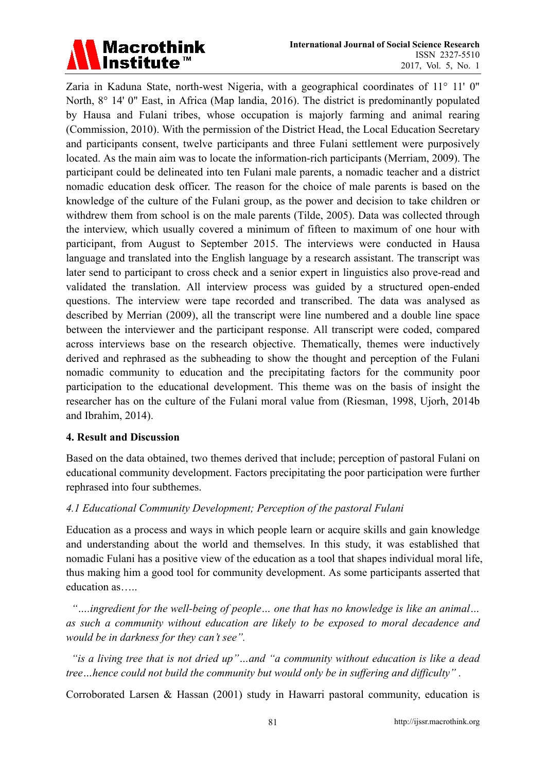Zaria in Kaduna State, north-west Nigeria, with a geographical coordinates of 11° 11' 0" North, 8° 14' 0" East, in Africa (Map landia, 2016). The district is predominantly populated by Hausa and Fulani tribes, whose occupation is majorly farming and animal rearing (Commission, 2010). With the permission of the District Head, the Local Education Secretary and participants consent, twelve participants and three Fulani settlement were purposively located. As the main aim was to locate the information-rich participants (Merriam, 2009). The participant could be delineated into ten Fulani male parents, a nomadic teacher and a district nomadic education desk officer. The reason for the choice of male parents is based on the knowledge of the culture of the Fulani group, as the power and decision to take children or withdrew them from school is on the male parents (Tilde, 2005). Data was collected through the interview, which usually covered a minimum of fifteen to maximum of one hour with participant, from August to September 2015. The interviews were conducted in Hausa language and translated into the English language by a research assistant. The transcript was later send to participant to cross check and a senior expert in linguistics also prove-read and validated the translation. All interview process was guided by a structured open-ended questions. The interview were tape recorded and transcribed. The data was analysed as described by Merrian (2009), all the transcript were line numbered and a double line space between the interviewer and the participant response. All transcript were coded, compared across interviews base on the research objective. Thematically, themes were inductively derived and rephrased as the subheading to show the thought and perception of the Fulani nomadic community to education and the precipitating factors for the community poor participation to the educational development. This theme was on the basis of insight the researcher has on the culture of the Fulani moral value from (Riesman, 1998, Ujorh, 2014b and Ibrahim, 2014).

## 4. Result and Discussion

Based on the data obtained, two themes derived that include; perception of pastoral Fulani on educational community development. Factors precipitating the poor participation were further rephrased into four subthemes.

### *4.1 Educational Community Development; Perception of the pastoral Fulani*

Education as a process and ways in which people learn or acquire skills and gain knowledge and understanding about the world and themselves. In this study, it was established that nomadic Fulani has a positive view of the education as a tool that shapes individual moral life, thus making him a good tool for community development. As some participants asserted that education as…..

*"….ingredient for the well-being of people… one that has no knowledge is like an animal… as such a community without education are likely to be exposed to moral decadence and would be in darkness for they can't see".*

*"is a living tree that is not dried up"…and "a community without education is like a dead tree…hence could not build the community but would only be in suffering and difficulty" .*

Corroborated Larsen & Hassan (2001) study in Hawarri pastoral community, education is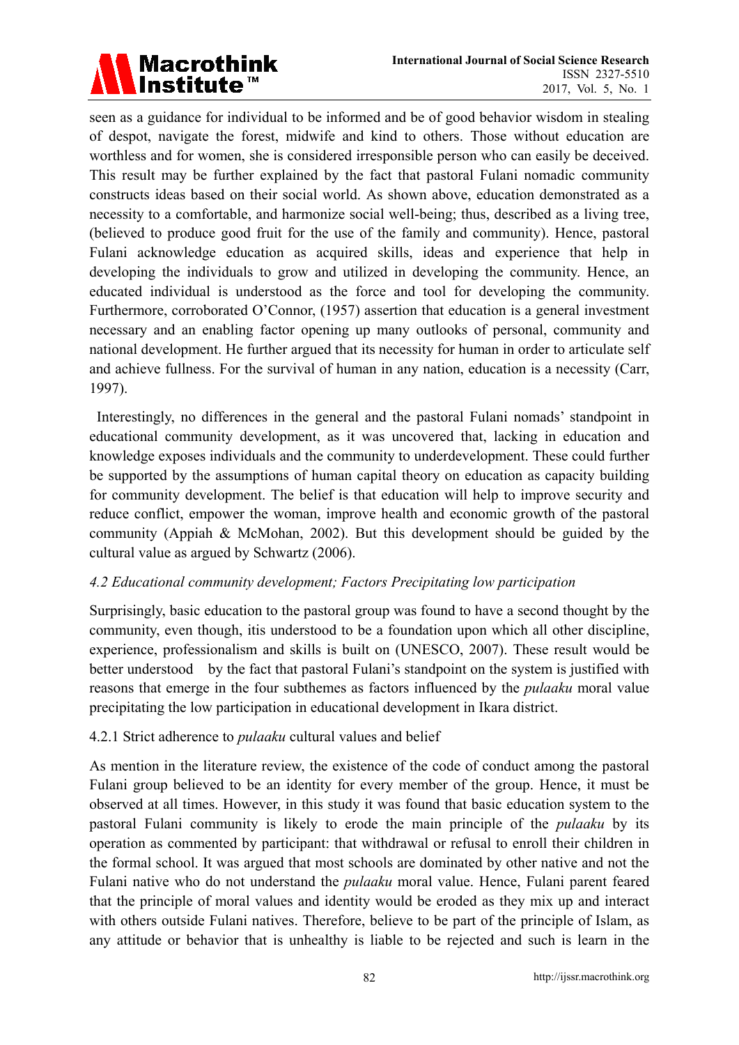seen as a guidance for individual to be informed and be of good behavior wisdom in stealing of despot, navigate the forest, midwife and kind to others. Those without education are worthless and for women, she is considered irresponsible person who can easily be deceived. This result may be further explained by the fact that pastoral Fulani nomadic community constructs ideas based on their social world. As shown above, education demonstrated as a necessity to a comfortable, and harmonize social well-being; thus, described as a living tree, (believed to produce good fruit for the use of the family and community). Hence, pastoral Fulani acknowledge education as acquired skills, ideas and experience that help in developing the individuals to grow and utilized in developing the community. Hence, an educated individual is understood as the force and tool for developing the community. Furthermore, corroborated O'Connor, (1957) assertion that education is a general investment necessary and an enabling factor opening up many outlooks of personal, community and national development. He further argued that its necessity for human in order to articulate self and achieve fullness. For the survival of human in any nation, education is a necessity (Carr, 1997).

Interestingly, no differences in the general and the pastoral Fulani nomads' standpoint in educational community development, as it was uncovered that, lacking in education and knowledge exposes individuals and the community to underdevelopment. These could further be supported by the assumptions of human capital theory on education as capacity building for community development. The belief is that education will help to improve security and reduce conflict, empower the woman, improve health and economic growth of the pastoral community (Appiah & McMohan, 2002). But this development should be guided by the cultural value as argued by Schwartz (2006).

### *4.2 Educational community development; Factors Precipitating low participation*

Surprisingly, basic education to the pastoral group was found to have a second thought by the community, even though, itis understood to be a foundation upon which all other discipline, experience, professionalism and skills is built on (UNESCO, 2007). These result would be better understood by the fact that pastoral Fulani's standpoint on the system is justified with reasons that emerge in the four subthemes as factors influenced by the *pulaaku* moral value precipitating the low participation in educational development in Ikara district.

#### 4.2.1 Strict adherence to *pulaaku* cultural values and belief

As mention in the literature review, the existence of the code of conduct among the pastoral Fulani group believed to be an identity for every member of the group. Hence, it must be observed at all times. However, in this study it was found that basic education system to the pastoral Fulani community is likely to erode the main principle of the *pulaaku* by its operation as commented by participant: that withdrawal or refusal to enroll their children in the formal school. It was argued that most schools are dominated by other native and not the Fulani native who do not understand the *pulaaku* moral value. Hence, Fulani parent feared that the principle of moral values and identity would be eroded as they mix up and interact with others outside Fulani natives. Therefore, believe to be part of the principle of Islam, as any attitude or behavior that is unhealthy is liable to be rejected and such is learn in the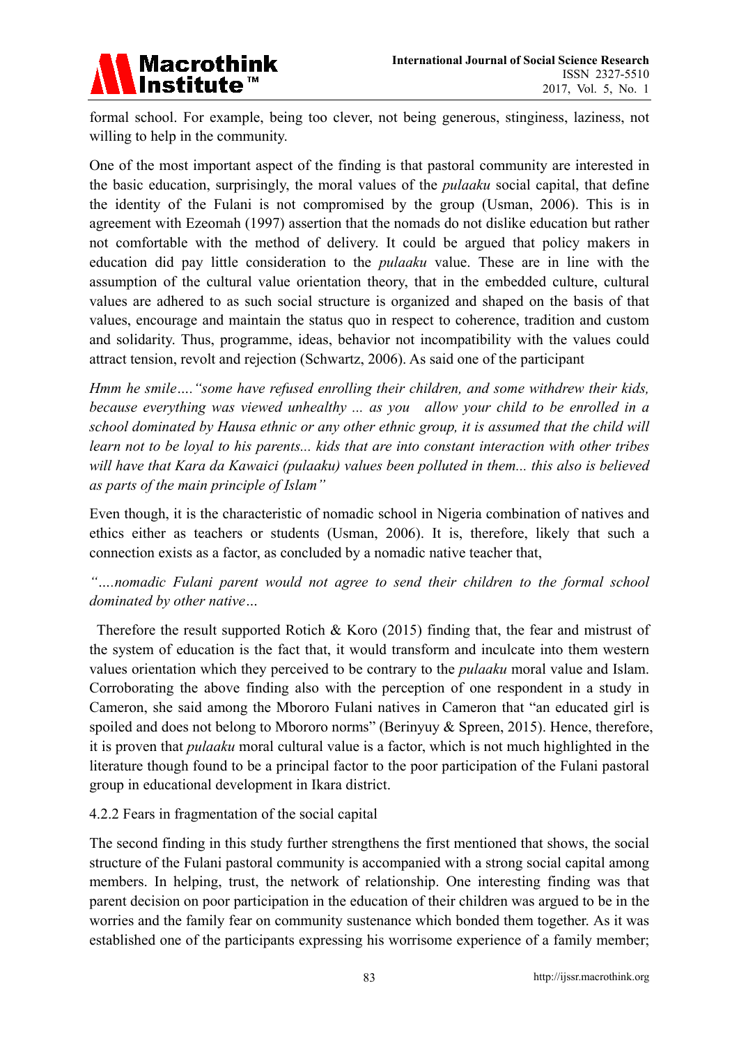formal school. For example, being too clever, not being generous, stinginess, laziness, not willing to help in the community.

One of the most important aspect of the finding is that pastoral community are interested in the basic education, surprisingly, the moral values of the *pulaaku* social capital, that define the identity of the Fulani is not compromised by the group (Usman, 2006). This is in agreement with Ezeomah (1997) assertion that the nomads do not dislike education but rather not comfortable with the method of delivery. It could be argued that policy makers in education did pay little consideration to the *pulaaku* value. These are in line with the assumption of the cultural value orientation theory, that in the embedded culture, cultural values are adhered to as such social structure is organized and shaped on the basis of that values, encourage and maintain the status quo in respect to coherence, tradition and custom and solidarity. Thus, programme, ideas, behavior not incompatibility with the values could attract tension, revolt and rejection (Schwartz, 2006). As said one of the participant

*Hmm he smile…."some have refused enrolling their children, and some withdrew their kids, because everything was viewed unhealthy ... as you allow your child to be enrolled in a school dominated by Hausa ethnic or any other ethnic group, it is assumed that the child will learn not to be loyal to his parents... kids that are into constant interaction with other tribes will have that Kara da Kawaici (pulaaku) values been polluted in them... this also is believed as parts of the main principle of Islam"*

Even though, it is the characteristic of nomadic school in Nigeria combination of natives and ethics either as teachers or students (Usman, 2006). It is, therefore, likely that such a connection exists as a factor, as concluded by a nomadic native teacher that,

*"….nomadic Fulani parent would not agree to send their children to the formal school dominated by other native…*

Therefore the result supported Rotich & Koro (2015) finding that, the fear and mistrust of the system of education is the fact that, it would transform and inculcate into them western values orientation which they perceived to be contrary to the *pulaaku* moral value and Islam. Corroborating the above finding also with the perception of one respondent in a study in Cameron, she said among the Mbororo Fulani natives in Cameron that "an educated girl is spoiled and does not belong to Mbororo norms" (Berinyuy & Spreen, 2015). Hence, therefore, it is proven that *pulaaku* moral cultural value is a factor, which is not much highlighted in the literature though found to be a principal factor to the poor participation of the Fulani pastoral group in educational development in Ikara district.

#### 4.2.2 Fears in fragmentation of the social capital

The second finding in this study further strengthens the first mentioned that shows, the social structure of the Fulani pastoral community is accompanied with a strong social capital among members. In helping, trust, the network of relationship. One interesting finding was that parent decision on poor participation in the education of their children was argued to be in the worries and the family fear on community sustenance which bonded them together. As it was established one of the participants expressing his worrisome experience of a family member;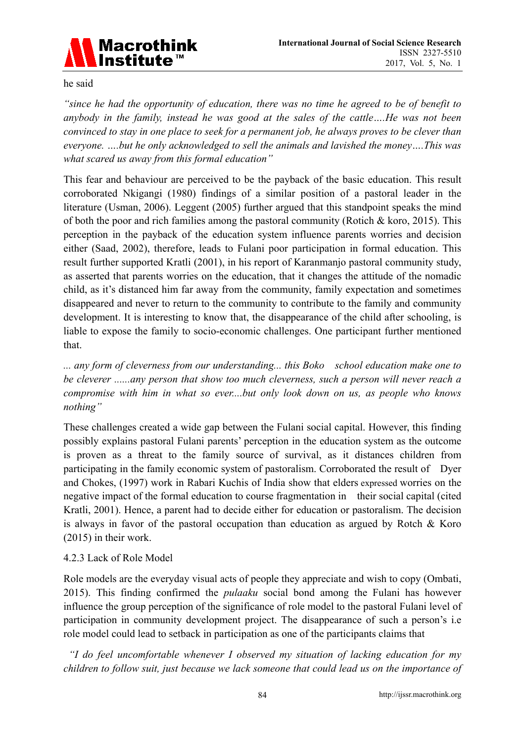he said

*"since he had the opportunity of education, there was no time he agreed to be of benefit to anybody in the family, instead he was good at the sales of the cattle….He was not been convinced to stay in one place to seek for a permanent job, he always proves to be clever than everyone. ….but he only acknowledged to sell the animals and lavished the money….This was what scared us away from this formal education"*

This fear and behaviour are perceived to be the payback of the basic education. This result corroborated Nkigangi (1980) findings of a similar position of a pastoral leader in the literature (Usman, 2006). Leggent (2005) further argued that this standpoint speaks the mind of both the poor and rich families among the pastoral community (Rotich & koro, 2015). This perception in the payback of the education system influence parents worries and decision either (Saad, 2002), therefore, leads to Fulani poor participation in formal education. This result further supported Kratli (2001), in his report of Karanmanjo pastoral community study, as asserted that parents worries on the education, that it changes the attitude of the nomadic child, as it's distanced him far away from the community, family expectation and sometimes disappeared and never to return to the community to contribute to the family and community development. It is interesting to know that, the disappearance of the child after schooling, is liable to expose the family to socio-economic challenges. One participant further mentioned that.

*... any form of cleverness from our understanding... this Boko school education make one to be cleverer ......any person that show too much cleverness, such a person will never reach a compromise with him in what so ever....but only look down on us, as people who knows nothing"*

These challenges created a wide gap between the Fulani social capital. However, this finding possibly explains pastoral Fulani parents' perception in the education system as the outcome is proven as a threat to the family source of survival, as it distances children from participating in the family economic system of pastoralism. Corroborated the result of Dyer and Chokes, (1997) work in Rabari Kuchis of India show that elders expressed worries on the negative impact of the formal education to course fragmentation in their social capital (cited Kratli, 2001). Hence, a parent had to decide either for education or pastoralism. The decision is always in favor of the pastoral occupation than education as argued by Rotch & Koro (2015) in their work.

4.2.3 Lack of Role Model

Role models are the everyday visual acts of people they appreciate and wish to copy (Ombati, 2015). This finding confirmed the *pulaaku* social bond among the Fulani has however influence the group perception of the significance of role model to the pastoral Fulani level of participation in community development project. The disappearance of such a person's i.e role model could lead to setback in participation as one of the participants claims that

*"I do feel uncomfortable whenever I observed my situation of lacking education for my children to follow suit, just because we lack someone that could lead us on the importance of*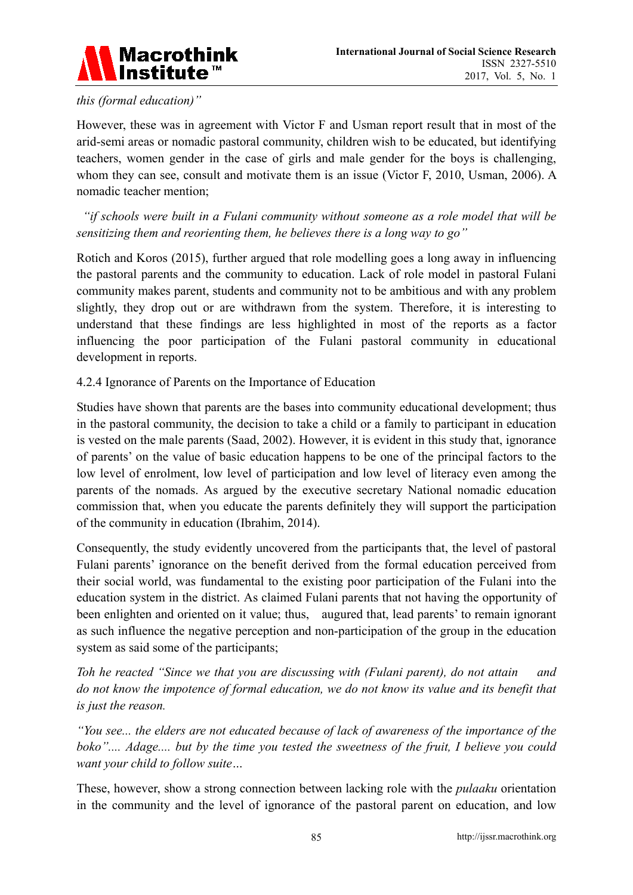*this (formal education)"*

However, these was in agreement with Victor F and Usman report result that in most of the arid-semi areas or nomadic pastoral community, children wish to be educated, but identifying teachers, women gender in the case of girls and male gender for the boys is challenging, whom they can see, consult and motivate them is an issue (Victor F, 2010, Usman, 2006). A nomadic teacher mention;

*"if schools were built in a Fulani community without someone as a role model that will be sensitizing them and reorienting them, he believes there is a long way to go"*

Rotich and Koros (2015), further argued that role modelling goes a long away in influencing the pastoral parents and the community to education. Lack of role model in pastoral Fulani community makes parent, students and community not to be ambitious and with any problem slightly, they drop out or are withdrawn from the system. Therefore, it is interesting to understand that these findings are less highlighted in most of the reports as a factor influencing the poor participation of the Fulani pastoral community in educational development in reports.

#### 4.2.4 Ignorance of Parents on the Importance of Education

Studies have shown that parents are the bases into community educational development; thus in the pastoral community, the decision to take a child or a family to participant in education is vested on the male parents (Saad, 2002). However, it is evident in this study that, ignorance of parents' on the value of basic education happens to be one of the principal factors to the low level of enrolment, low level of participation and low level of literacy even among the parents of the nomads. As argued by the executive secretary National nomadic education commission that, when you educate the parents definitely they will support the participation of the community in education (Ibrahim, 2014).

Consequently, the study evidently uncovered from the participants that, the level of pastoral Fulani parents' ignorance on the benefit derived from the formal education perceived from their social world, was fundamental to the existing poor participation of the Fulani into the education system in the district. As claimed Fulani parents that not having the opportunity of been enlighten and oriented on it value; thus, augured that, lead parents' to remain ignorant as such influence the negative perception and non-participation of the group in the education system as said some of the participants;

*Toh he reacted "Since we that you are discussing with (Fulani parent), do not attain and do not know the impotence of formal education, we do not know its value and its benefit that is just the reason.*

*"You see... the elders are not educated because of lack of awareness of the importance of the boko".... Adage.... but by the time you tested the sweetness of the fruit, I believe you could want your child to follow suite…*

These, however, show a strong connection between lacking role with the *pulaaku* orientation in the community and the level of ignorance of the pastoral parent on education, and low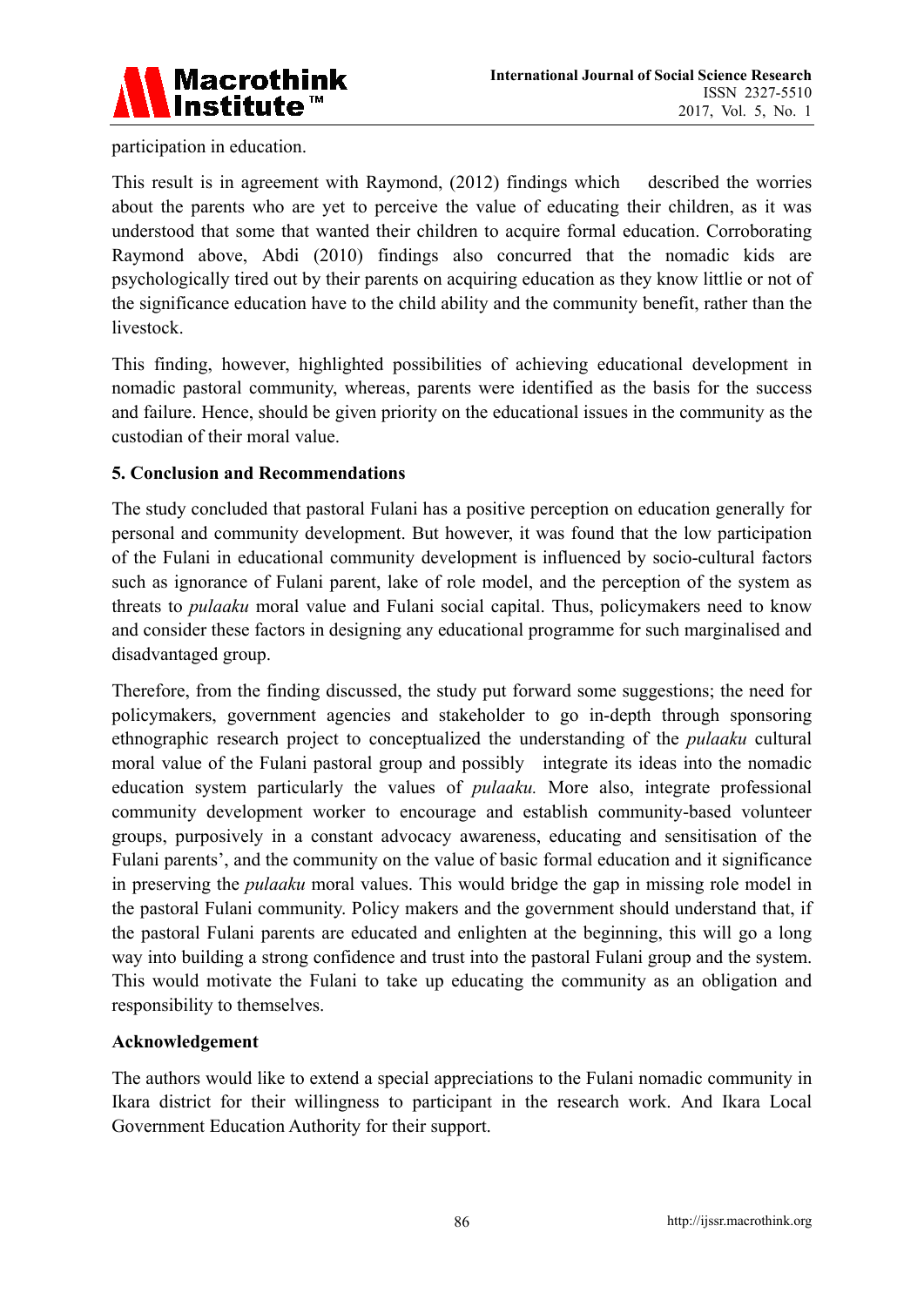participation in education.

This result is in agreement with Raymond, (2012) findings which described the worries about the parents who are yet to perceive the value of educating their children, as it was understood that some that wanted their children to acquire formal education. Corroborating Raymond above, Abdi (2010) findings also concurred that the nomadic kids are psychologically tired out by their parents on acquiring education as they know littlie or not of the significance education have to the child ability and the community benefit, rather than the livestock.

This finding, however, highlighted possibilities of achieving educational development in nomadic pastoral community, whereas, parents were identified as the basis for the success and failure. Hence, should be given priority on the educational issues in the community as the custodian of their moral value.

## 5. Conclusion and Recommendations

The study concluded that pastoral Fulani has a positive perception on education generally for personal and community development. But however, it was found that the low participation of the Fulani in educational community development is influenced by socio-cultural factors such as ignorance of Fulani parent, lake of role model, and the perception of the system as threats to *pulaaku* moral value and Fulani social capital. Thus, policymakers need to know and consider these factors in designing any educational programme for such marginalised and disadvantaged group.

Therefore, from the finding discussed, the study put forward some suggestions; the need for policymakers, government agencies and stakeholder to go in-depth through sponsoring ethnographic research project to conceptualized the understanding of the *pulaaku* cultural moral value of the Fulani pastoral group and possibly integrate its ideas into the nomadic education system particularly the values of *pulaaku.* More also, integrate professional community development worker to encourage and establish community-based volunteer groups, purposively in a constant advocacy awareness, educating and sensitisation of the Fulani parents', and the community on the value of basic formal education and it significance in preserving the *pulaaku* moral values. This would bridge the gap in missing role model in the pastoral Fulani community. Policy makers and the government should understand that, if the pastoral Fulani parents are educated and enlighten at the beginning, this will go a long way into building a strong confidence and trust into the pastoral Fulani group and the system. This would motivate the Fulani to take up educating the community as an obligation and responsibility to themselves.

## Acknowledgement

The authors would like to extend a special appreciations to the Fulani nomadic community in Ikara district for their willingness to participant in the research work. And Ikara Local Government Education Authority for their support.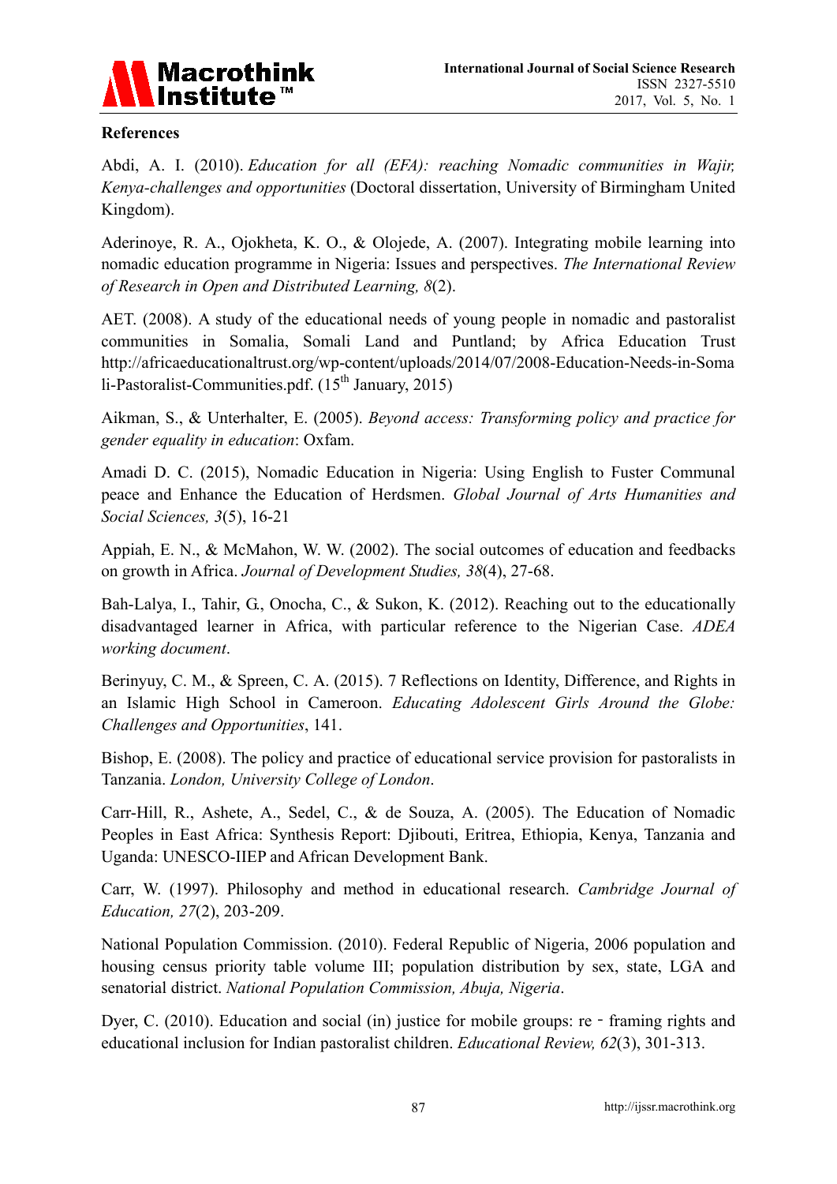## References

Abdi, A. I. (2010). *Education for all (EFA): reaching Nomadic communities in Wajir, Kenya-challenges and opportunities* (Doctoral dissertation, University of Birmingham United Kingdom).

Aderinoye, R. A., Ojokheta, K. O., & Olojede, A. (2007). Integrating mobile learning into nomadic education programme in Nigeria: Issues and perspectives. *The International Review of Research in Open and Distributed Learning, 8*(2).

AET. (2008). A study of the educational needs of young people in nomadic and pastoralist communities in Somalia, Somali Land and Puntland; by Africa Education Trust http://africaeducationaltrust.org/wp-content/uploads/2014/07/2008-Education-Needs-in-Somali-Pastoralist-Communities.pdf. (15th January, 2015)

Aikman, S., & Unterhalter, E. (2005). *Beyond access: Transforming policy and practice for gender equality in education*: Oxfam.

Amadi D. C. (2015), Nomadic Education in Nigeria: Using English to Fuster Communal peace and Enhance the Education of Herdsmen. *Global Journal of Arts Humanities and Social Sciences, 3*(5), 16-21

Appiah, E. N., & McMahon, W. W. (2002). The social outcomes of education and feedbacks on growth in Africa. *Journal of Development Studies, 38*(4), 27-68.

Bah-Lalya, I., Tahir, G., Onocha, C., & Sukon, K. (2012). Reaching out to the educationally disadvantaged learner in Africa, with particular reference to the Nigerian Case. *ADEA working document*.

Berinyuy, C. M., & Spreen, C. A. (2015). 7 Reflections on Identity, Difference, and Rights in an Islamic High School in Cameroon. *Educating Adolescent Girls Around the Globe: Challenges and Opportunities*, 141.

Bishop, E. (2008). The policy and practice of educational service provision for pastoralists in Tanzania. *London, University College of London*.

Carr-Hill, R., Ashete, A., Sedel, C., & de Souza, A. (2005). The Education of Nomadic Peoples in East Africa: Synthesis Report: Djibouti, Eritrea, Ethiopia, Kenya, Tanzania and Uganda: UNESCO-IIEP and African Development Bank.

Carr, W. (1997). Philosophy and method in educational research. *Cambridge Journal of Education, 27*(2), 203-209.

National Population Commission. (2010). Federal Republic of Nigeria, 2006 population and housing census priority table volume III; population distribution by sex, state, LGA and senatorial district. *National Population Commission, Abuja, Nigeria*.

Dyer, C. (2010). Education and social (in) justice for mobile groups: re - framing rights and educational inclusion for Indian pastoralist children. *Educational Review, 62*(3), 301-313.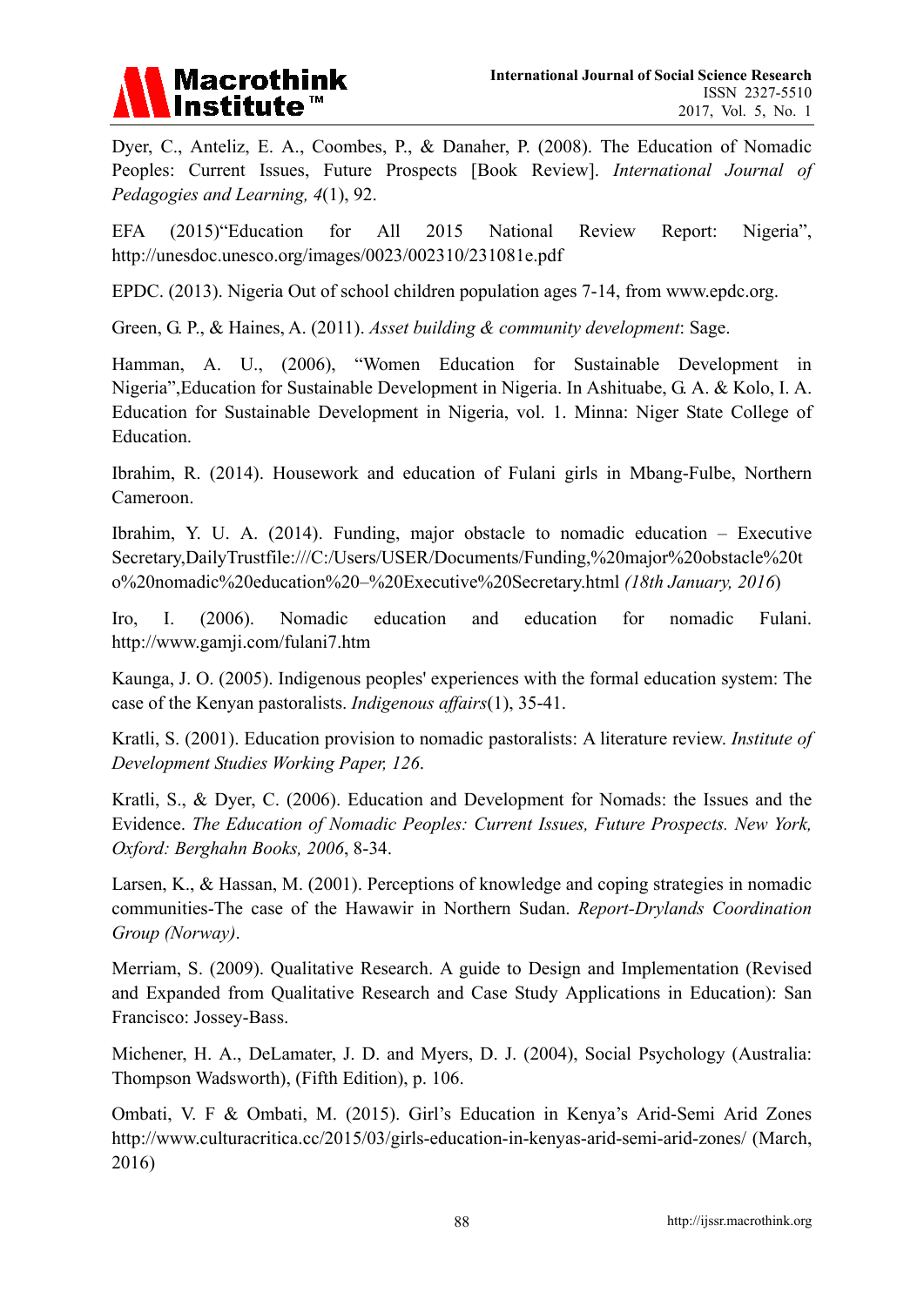Dyer, C., Anteliz, E. A., Coombes, P., & Danaher, P. (2008). The Education of Nomadic Peoples: Current Issues, Future Prospects [Book Review]. *International Journal of Pedagogies and Learning, 4*(1), 92.

EFA (2015)"Education for All 2015 National Review Report: Nigeria", http://unesdoc.unesco.org/images/0023/002310/231081e.pdf

EPDC. (2013). Nigeria Out of school children population ages 7-14, from www.epdc.org.

Green, G. P., & Haines, A. (2011). *Asset building & community development*: Sage.

Hamman, A. U., (2006), "Women Education for Sustainable Development in Nigeria",Education for Sustainable Development in Nigeria. In Ashituabe, G. A. & Kolo, I. A. Education for Sustainable Development in Nigeria, vol. 1. Minna: Niger State College of Education.

Ibrahim, R. (2014). Housework and education of Fulani girls in Mbang-Fulbe, Northern Cameroon.

Ibrahim, Y. U. A. (2014). Funding, major obstacle to nomadic education – Executive Secretary,DailyTrustfile:///C:/Users/USER/Documents/Funding,%20major%20obstacle%20to%20nomadic%20education%20–%20Executive%20Secretary.html *(18th January, 2016)*

Iro, I. (2006). Nomadic education and education for nomadic Fulani. http://www.gamji.com/fulani7.htm

Kaunga, J. O. (2005). Indigenous peoples' experiences with the formal education system: The case of the Kenyan pastoralists. *Indigenous affairs*(1), 35-41.

Kratli, S. (2001). Education provision to nomadic pastoralists: A literature review. *Institute of Development Studies Working Paper, 126*.

Kratli, S., & Dyer, C. (2006). Education and Development for Nomads: the Issues and the Evidence. *The Education of Nomadic Peoples: Current Issues, Future Prospects. New York, Oxford: Berghahn Books, 2006*, 8-34.

Larsen, K., & Hassan, M. (2001). Perceptions of knowledge and coping strategies in nomadic communities-The case of the Hawawir in Northern Sudan. *Report-Drylands Coordination Group (Norway)*.

Merriam, S. (2009). Qualitative Research. A guide to Design and Implementation (Revised and Expanded from Qualitative Research and Case Study Applications in Education): San Francisco: Jossey-Bass.

Michener, H. A., DeLamater, J. D. and Myers, D. J. (2004), Social Psychology (Australia: Thompson Wadsworth), (Fifth Edition), p. 106.

Ombati, V. F & Ombati, M. (2015). Girl's Education in Kenya's Arid-Semi Arid Zones http://www.culturacritica.cc/2015/03/girls-education-in-kenyas-arid-semi-arid-zones/ (March, 2016)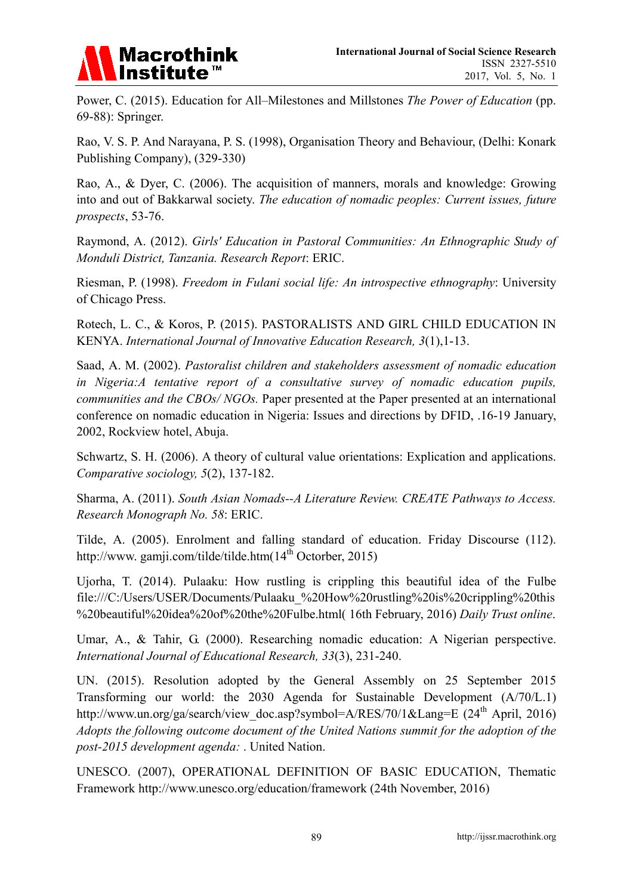Power, C. (2015). Education for All–Milestones and Millstones *The Power of Education* (pp. 69-88): Springer.

Rao, V. S. P. And Narayana, P. S. (1998), Organisation Theory and Behaviour, (Delhi: Konark Publishing Company), (329-330)

Rao, A., & Dyer, C. (2006). The acquisition of manners, morals and knowledge: Growing into and out of Bakkarwal society. *The education of nomadic peoples: Current issues, future prospects*, 53-76.

Raymond, A. (2012). *Girls' Education in Pastoral Communities: An Ethnographic Study of Monduli District, Tanzania. Research Report*: ERIC.

Riesman, P. (1998). *Freedom in Fulani social life: An introspective ethnography*: University of Chicago Press.

Rotech, L. C., & Koros, P. (2015). PASTORALISTS AND GIRL CHILD EDUCATION IN KENYA. *International Journal of Innovative Education Research, 3*(1),1-13.

Saad, A. M. (2002). *Pastoralist children and stakeholders assessment of nomadic education in Nigeria:A tentative report of a consultative survey of nomadic education pupils, communities and the CBOs/ NGOs.* Paper presented at the Paper presented at an international conference on nomadic education in Nigeria: Issues and directions by DFID, .16-19 January, 2002, Rockview hotel, Abuja.

Schwartz, S. H. (2006). A theory of cultural value orientations: Explication and applications. *Comparative sociology, 5*(2), 137-182.

Sharma, A. (2011). *South Asian Nomads--A Literature Review. CREATE Pathways to Access. Research Monograph No. 58*: ERIC.

Tilde, A. (2005). Enrolment and falling standard of education. Friday Discourse (112). http://www. gamji.com/tilde/tilde.htm(14th Octorber, 2015)

Ujorha, T. (2014). Pulaaku: How rustling is crippling this beautiful idea of the Fulbe file:///C:/Users/USER/Documents/Pulaaku_%20How%20rustling%20is%20crippling%20this%20beautiful%20idea%20of%20the%20Fulbe.html( 16th February, 2016) *Daily Trust online*.

Umar, A., & Tahir, G. (2000). Researching nomadic education: A Nigerian perspective. *International Journal of Educational Research, 33*(3), 231-240.

UN. (2015). Resolution adopted by the General Assembly on 25 September 2015 Transforming our world: the 2030 Agenda for Sustainable Development (A/70/L.1) http://www.un.org/ga/search/view_doc.asp?symbol=A/RES/70/1&Lang=E (24th April, 2016) *Adopts the following outcome document of the United Nations summit for the adoption of the post-2015 development agenda:* . United Nation.

UNESCO. (2007), OPERATIONAL DEFINITION OF BASIC EDUCATION, Thematic Framework http://www.unesco.org/education/framework (24th November, 2016)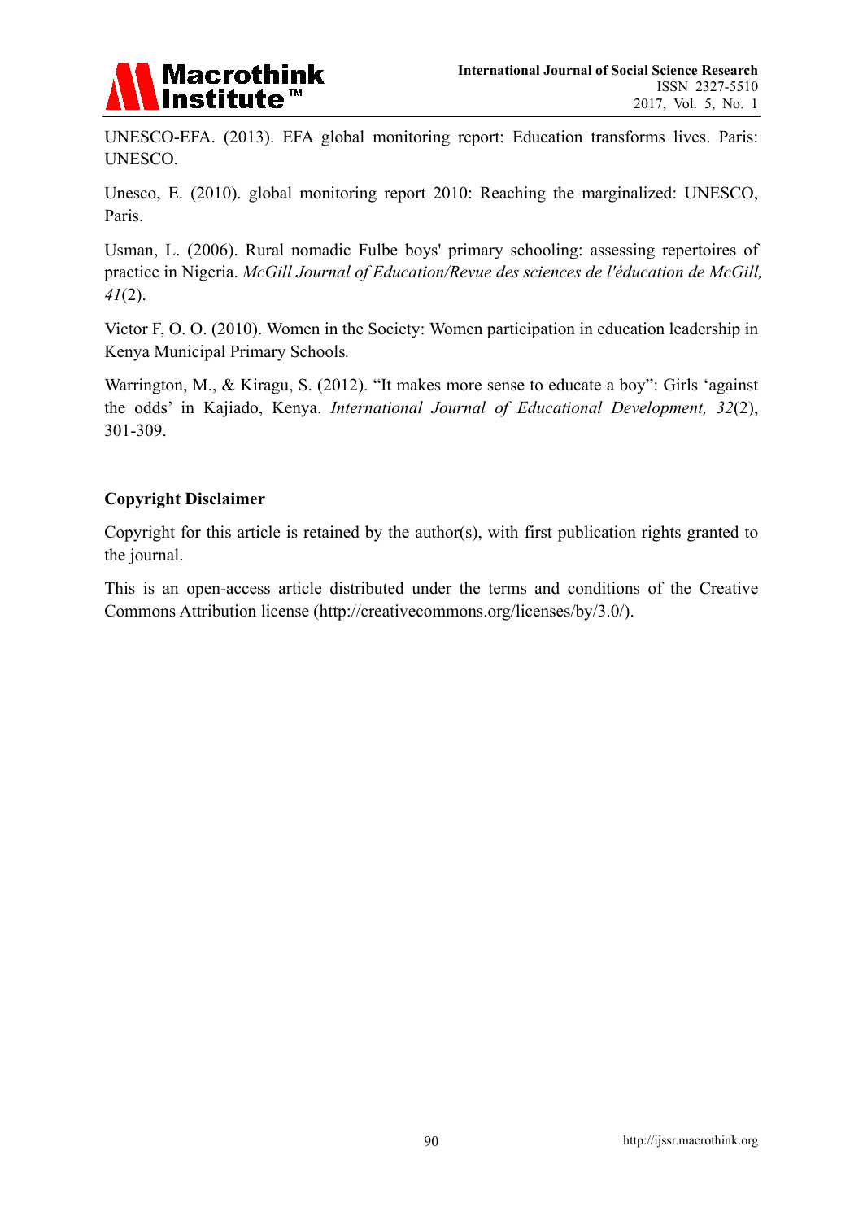UNESCO-EFA. (2013). EFA global monitoring report: Education transforms lives. Paris: UNESCO.

Unesco, E. (2010). global monitoring report 2010: Reaching the marginalized: UNESCO, Paris.

Usman, L. (2006). Rural nomadic Fulbe boys' primary schooling: assessing repertoires of practice in Nigeria. *McGill Journal of Education/Revue des sciences de l'éducation de McGill, 41*(2).

Victor F, O. O. (2010). Women in the Society: Women participation in education leadership in Kenya Municipal Primary Schools*.*

Warrington, M., & Kiragu, S. (2012). "It makes more sense to educate a boy": Girls 'against the odds' in Kajiado, Kenya. *International Journal of Educational Development, 32*(2), 301-309.

**Copyright Disclaimer**

Copyright for this article is retained by the author(s), with first publication rights granted to the journal.

This is an open-access article distributed under the terms and conditions of the Creative Commons Attribution license (http://creativecommons.org/licenses/by/3.0/).